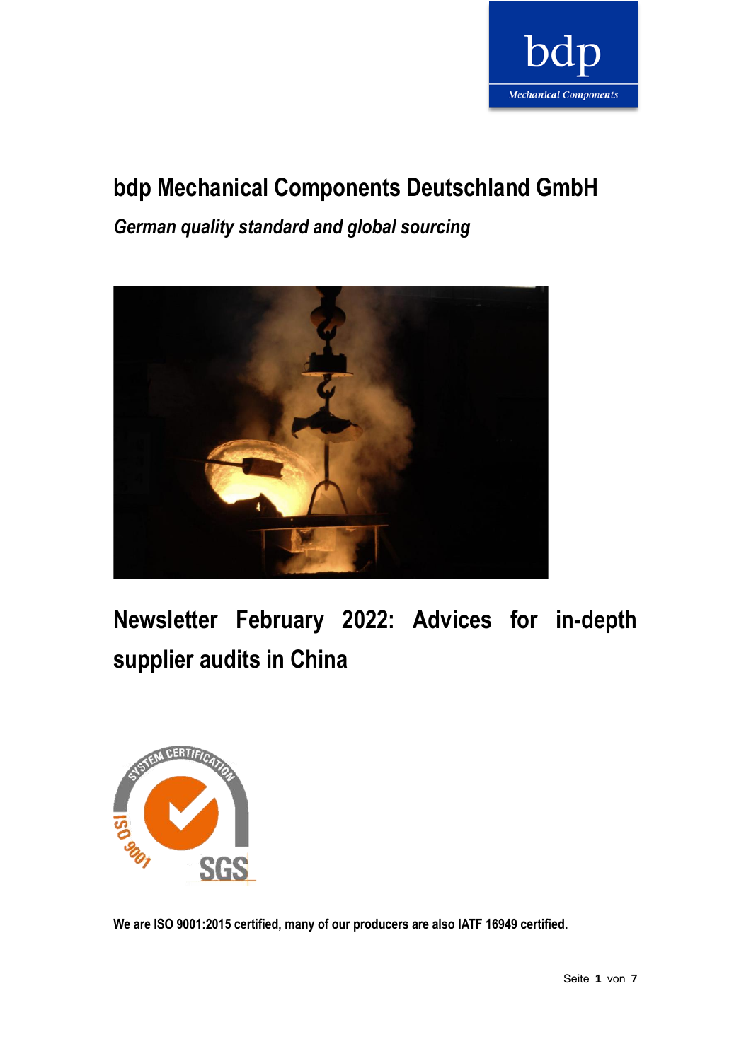# bdp Mechanical Components Deutschland GmbH

*German quality standard and global sourcing*

## Newsletter February 2022: Advices for in-depth supplier audits in China

**We are ISO 9001:2015 certified, many of our producers are also IATF 16949 certified.**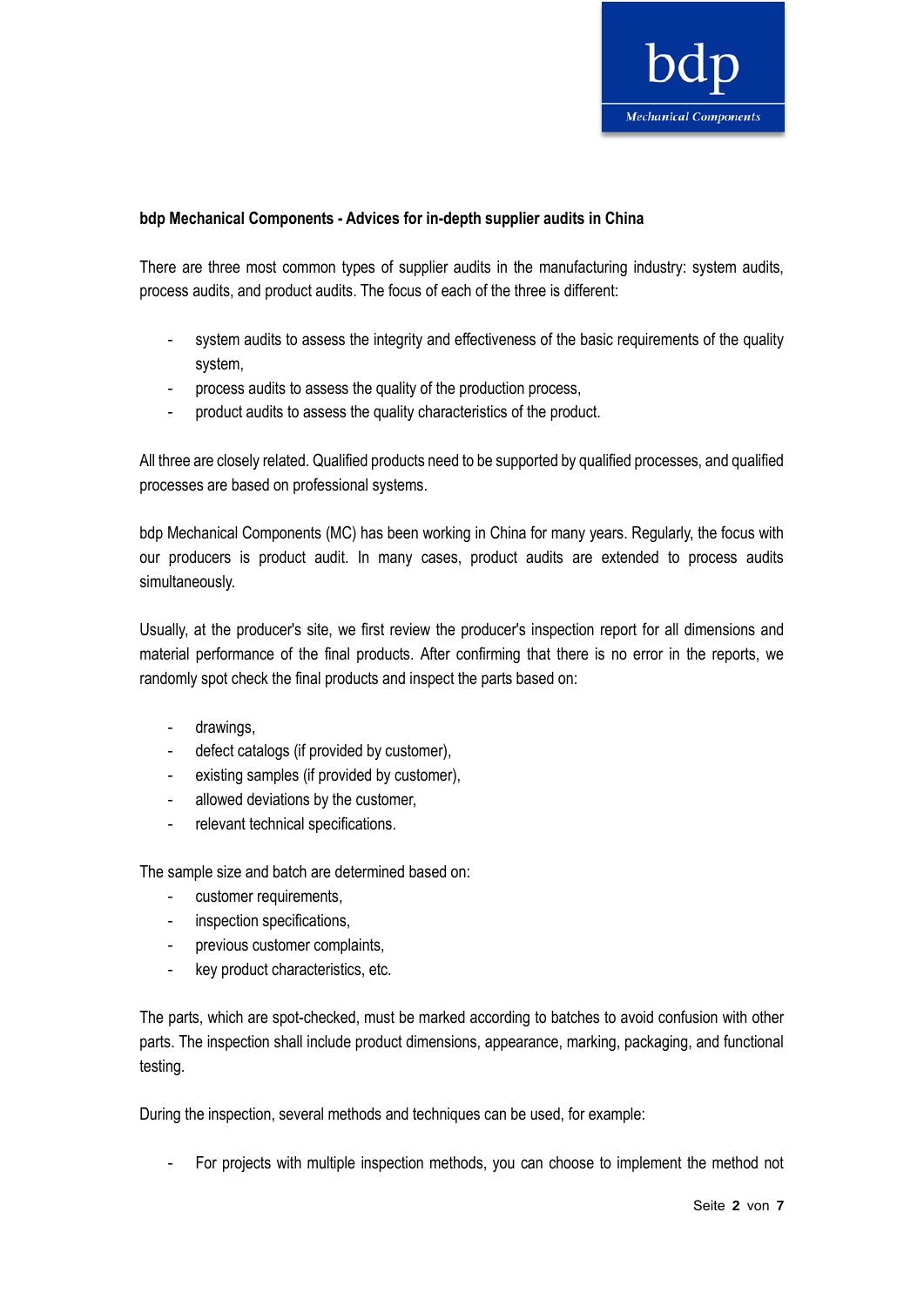**bdp Mechanical Components - Advices for in-depth supplier audits in China**

There are three most common types of supplier audits in the manufacturing industry: system audits, process audits, and product audits. The focus of each of the three is different:

- system audits to assess the integrity and effectiveness of the basic requirements of the quality system,
- process audits to assess the quality of the production process,
- product audits to assess the quality characteristics of the product.

All three are closely related. Qualified products need to be supported by qualified processes, and qualified processes are based on professional systems.

bdp Mechanical Components (MC) has been working in China for many years. Regularly, the focus with our producers is product audit. In many cases, product audits are extended to process audits simultaneously.

Usually, at the producer's site, we first review the producer's inspection report for all dimensions and material performance of the final products. After confirming that there is no error in the reports, we randomly spot check the final products and inspect the parts based on:

- drawings,
- defect catalogs (if provided by customer),
- existing samples (if provided by customer),
- allowed deviations by the customer,
- relevant technical specifications.

The sample size and batch are determined based on:

- customer requirements,
- inspection specifications,
- previous customer complaints,
- key product characteristics, etc.

The parts, which are spot-checked, must be marked according to batches to avoid confusion with other parts. The inspection shall include product dimensions, appearance, marking, packaging, and functional testing.

During the inspection, several methods and techniques can be used, for example:

- For projects with multiple inspection methods, you can choose to implement the method not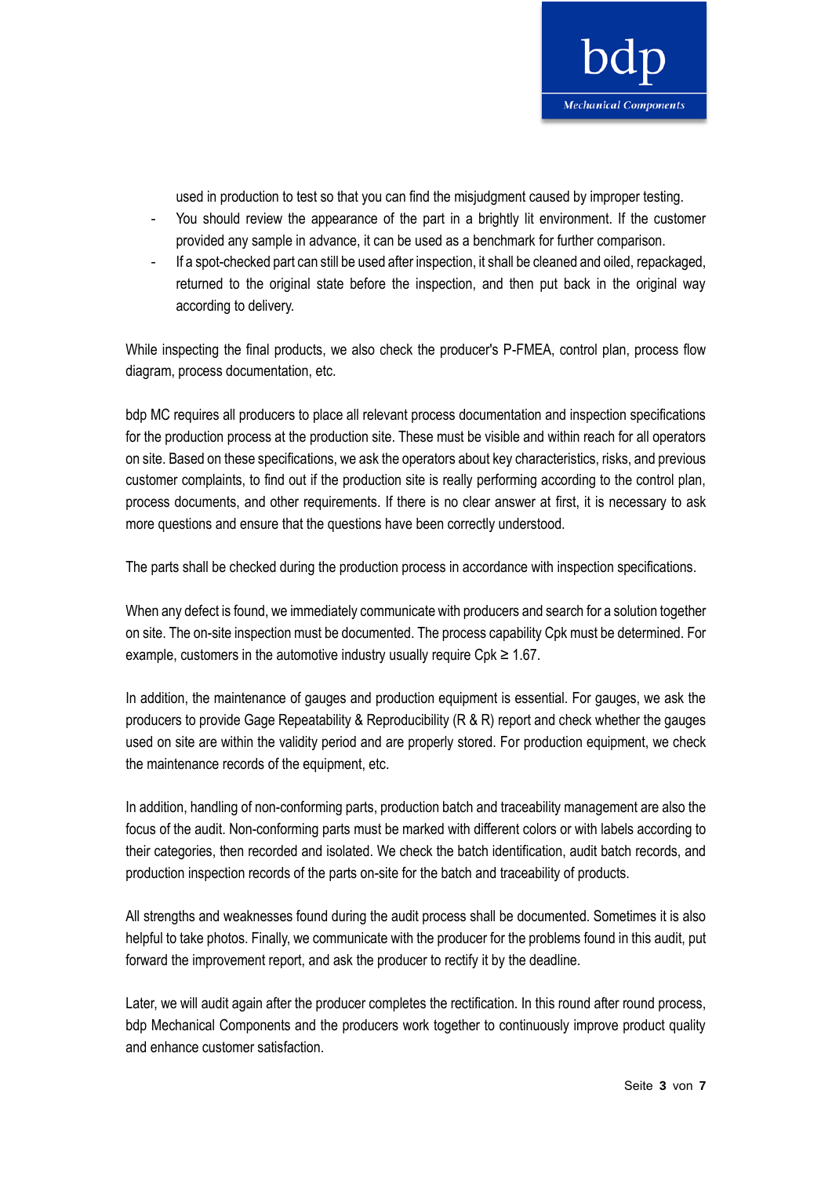used in production to test so that you can find the misjudgment caused by improper testing.

- You should review the appearance of the part in a brightly lit environment. If the customer provided any sample in advance, it can be used as a benchmark for further comparison.
- If a spot-checked part can still be used after inspection, it shall be cleaned and oiled, repackaged, returned to the original state before the inspection, and then put back in the original way according to delivery.

While inspecting the final products, we also check the producer's P-FMEA, control plan, process flow diagram, process documentation, etc.

bdp MC requires all producers to place all relevant process documentation and inspection specifications for the production process at the production site. These must be visible and within reach for all operators on site. Based on these specifications, we ask the operators about key characteristics, risks, and previous customer complaints, to find out if the production site is really performing according to the control plan, process documents, and other requirements. If there is no clear answer at first, it is necessary to ask more questions and ensure that the questions have been correctly understood.

The parts shall be checked during the production process in accordance with inspection specifications.

When any defect is found, we immediately communicate with producers and search for a solution together on site. The on-site inspection must be documented. The process capability Cpk must be determined. For example, customers in the automotive industry usually require Cpk ≥ 1.67.

In addition, the maintenance of gauges and production equipment is essential. For gauges, we ask the producers to provide Gage Repeatability & Reproducibility (R & R) report and check whether the gauges used on site are within the validity period and are properly stored. For production equipment, we check the maintenance records of the equipment, etc.

In addition, handling of non-conforming parts, production batch and traceability management are also the focus of the audit. Non-conforming parts must be marked with different colors or with labels according to their categories, then recorded and isolated. We check the batch identification, audit batch records, and production inspection records of the parts on-site for the batch and traceability of products.

All strengths and weaknesses found during the audit process shall be documented. Sometimes it is also helpful to take photos. Finally, we communicate with the producer for the problems found in this audit, put forward the improvement report, and ask the producer to rectify it by the deadline.

Later, we will audit again after the producer completes the rectification. In this round after round process, bdp Mechanical Components and the producers work together to continuously improve product quality and enhance customer satisfaction.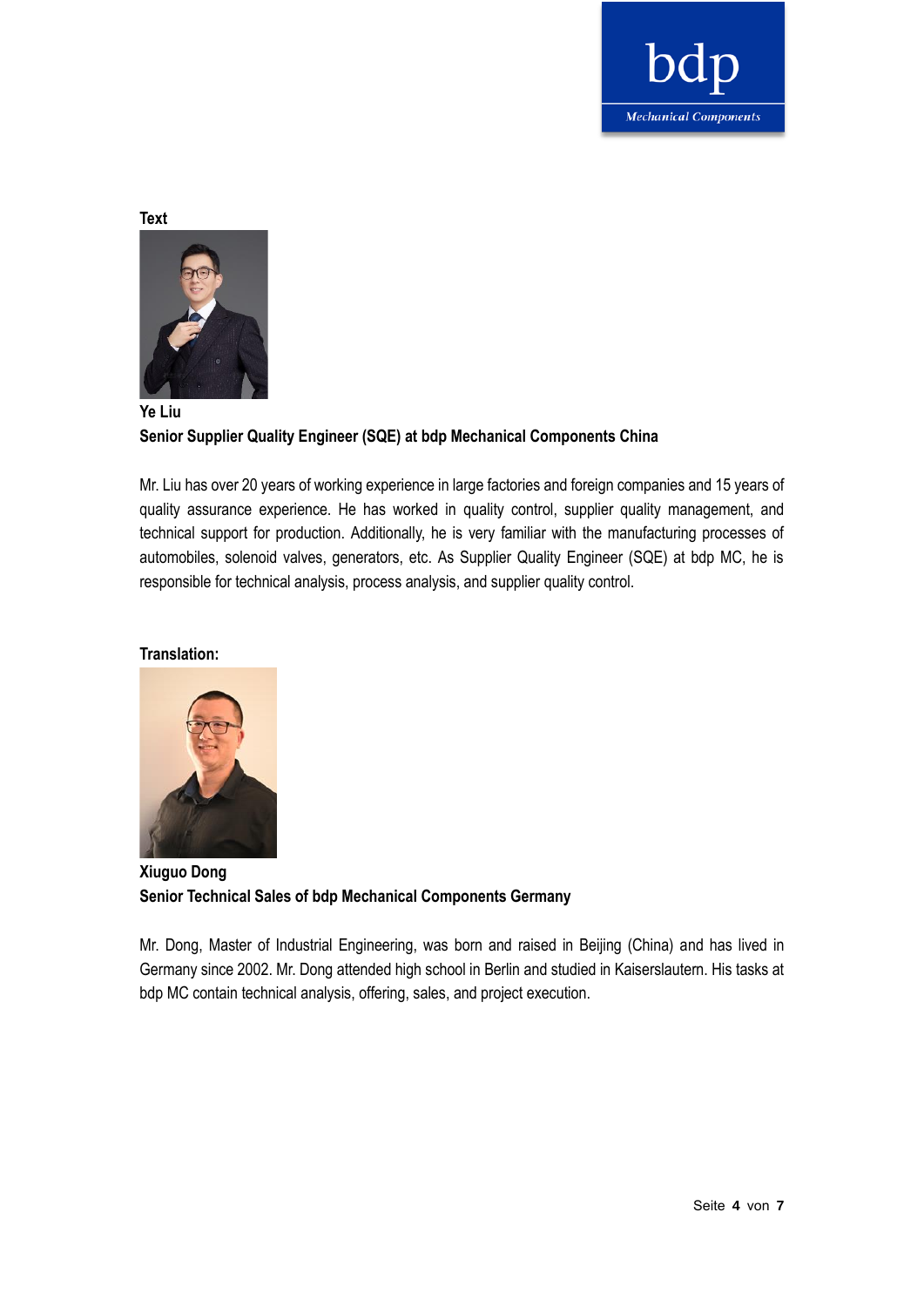**Text**

**Ye Liu**
**Senior Supplier Quality Engineer (SQE) at bdp Mechanical Components China**

Mr. Liu has over 20 years of working experience in large factories and foreign companies and 15 years of quality assurance experience. He has worked in quality control, supplier quality management, and technical support for production. Additionally, he is very familiar with the manufacturing processes of automobiles, solenoid valves, generators, etc. As Supplier Quality Engineer (SQE) at bdp MC, he is responsible for technical analysis, process analysis, and supplier quality control.

**Translation:**

**Xiuguo Dong**
**Senior Technical Sales of bdp Mechanical Components Germany**

Mr. Dong, Master of Industrial Engineering, was born and raised in Beijing (China) and has lived in Germany since 2002. Mr. Dong attended high school in Berlin and studied in Kaiserslautern. His tasks at bdp MC contain technical analysis, offering, sales, and project execution.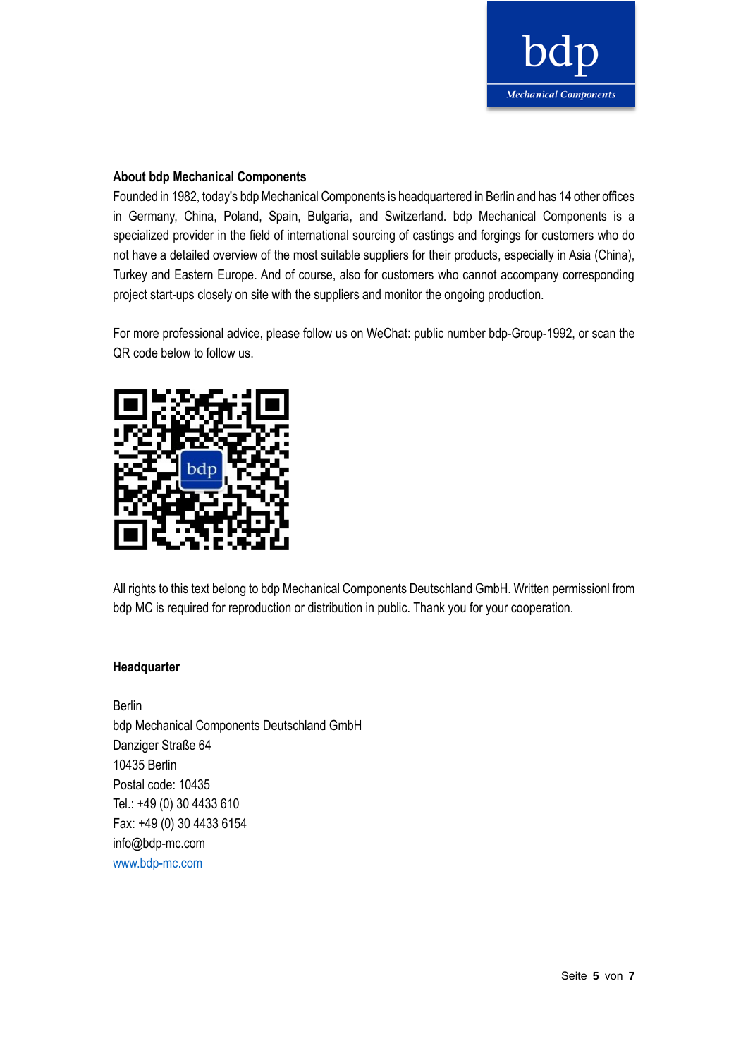### About bdp Mechanical Components

Founded in 1982, today's bdp Mechanical Components is headquartered in Berlin and has 14 other offices in Germany, China, Poland, Spain, Bulgaria, and Switzerland. bdp Mechanical Components is a specialized provider in the field of international sourcing of castings and forgings for customers who do not have a detailed overview of the most suitable suppliers for their products, especially in Asia (China), Turkey and Eastern Europe. And of course, also for customers who cannot accompany corresponding project start-ups closely on site with the suppliers and monitor the ongoing production.

For more professional advice, please follow us on WeChat: public number bdp-Group-1992, or scan the QR code below to follow us.

All rights to this text belong to bdp Mechanical Components Deutschland GmbH. Written permissionl from bdp MC is required for reproduction or distribution in public. Thank you for your cooperation.

### Headquarter

Berlin
bdp Mechanical Components Deutschland GmbH
Danziger Straße 64
10435 Berlin
Postal code: 10435
Tel.: +49 (0) 30 4433 610
Fax: +49 (0) 30 4433 6154
info@bdp-mc.com
www.bdp-mc.com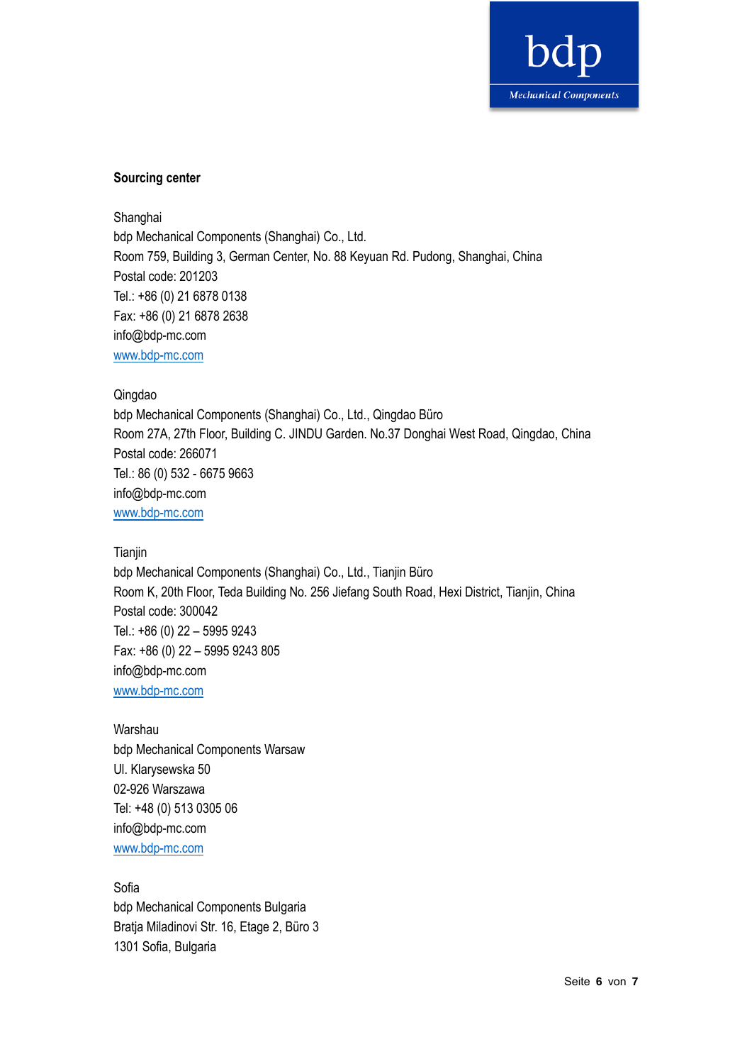**Sourcing center**

Shanghai
bdp Mechanical Components (Shanghai) Co., Ltd.
Room 759, Building 3, German Center, No. 88 Keyuan Rd. Pudong, Shanghai, China
Postal code: 201203
Tel.: +86 (0) 21 6878 0138
Fax: +86 (0) 21 6878 2638
info@bdp-mc.com
www.bdp-mc.com

Qingdao
bdp Mechanical Components (Shanghai) Co., Ltd., Qingdao Büro
Room 27A, 27th Floor, Building C. JINDU Garden. No.37 Donghai West Road, Qingdao, China
Postal code: 266071
Tel.: 86 (0) 532 - 6675 9663
info@bdp-mc.com
www.bdp-mc.com

Tianjin
bdp Mechanical Components (Shanghai) Co., Ltd., Tianjin Büro
Room K, 20th Floor, Teda Building No. 256 Jiefang South Road, Hexi District, Tianjin, China
Postal code: 300042
Tel.: +86 (0) 22 – 5995 9243
Fax: +86 (0) 22 – 5995 9243 805
info@bdp-mc.com
www.bdp-mc.com

Warshau
bdp Mechanical Components Warsaw
Ul. Klarysewska 50
02-926 Warszawa
Tel: +48 (0) 513 0305 06
info@bdp-mc.com
www.bdp-mc.com

Sofia
bdp Mechanical Components Bulgaria
Bratja Miladinovi Str. 16, Etage 2, Büro 3
1301 Sofia, Bulgaria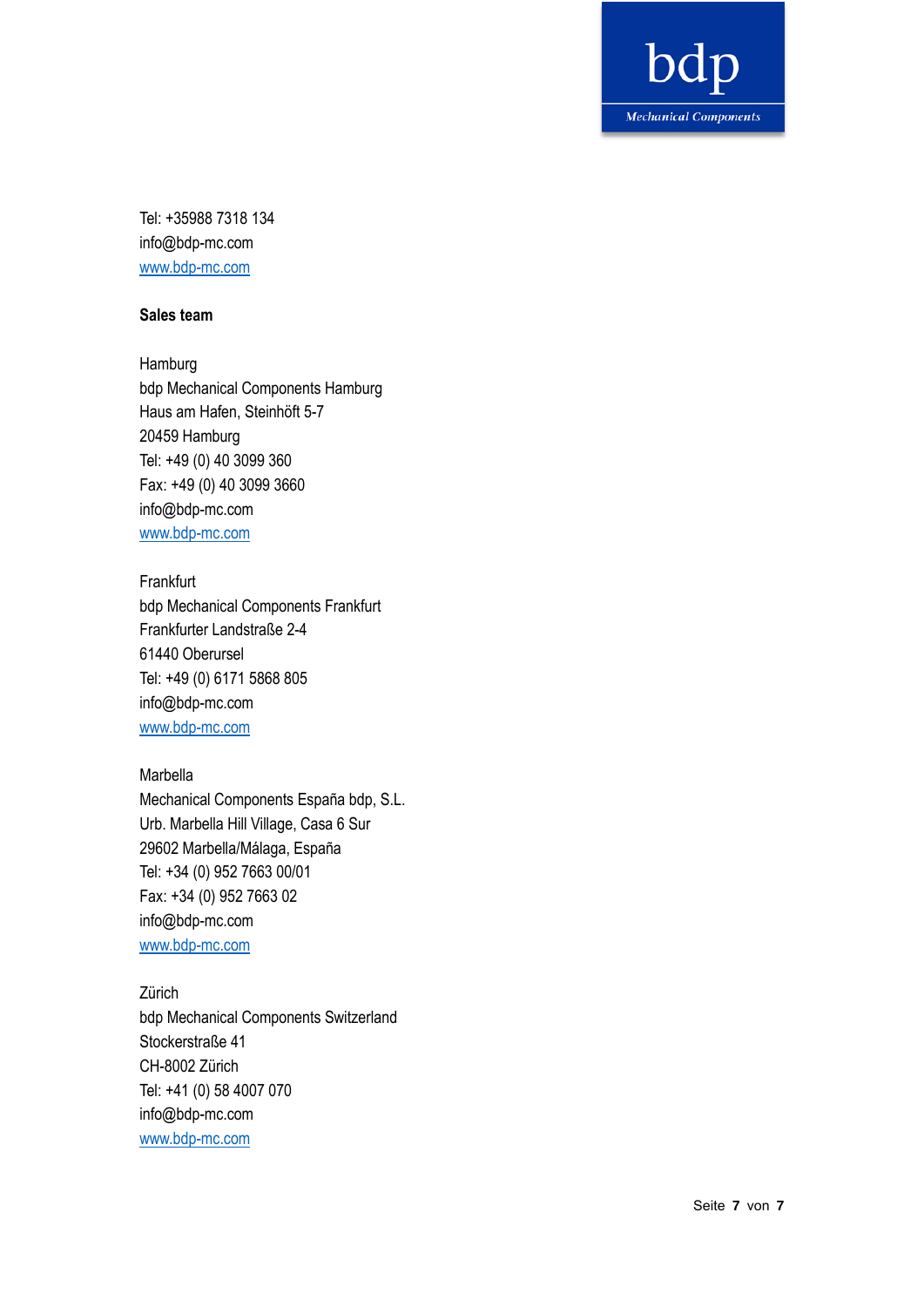Tel: +35988 7318 134
info@bdp-mc.com
www.bdp-mc.com

**Sales team**

Hamburg
bdp Mechanical Components Hamburg
Haus am Hafen, Steinhöft 5-7
20459 Hamburg
Tel: +49 (0) 40 3099 360
Fax: +49 (0) 40 3099 3660
info@bdp-mc.com
www.bdp-mc.com

Frankfurt
bdp Mechanical Components Frankfurt
Frankfurter Landstraße 2-4
61440 Oberursel
Tel: +49 (0) 6171 5868 805
info@bdp-mc.com
www.bdp-mc.com

Marbella
Mechanical Components España bdp, S.L.
Urb. Marbella Hill Village, Casa 6 Sur
29602 Marbella/Málaga, España
Tel: +34 (0) 952 7663 00/01
Fax: +34 (0) 952 7663 02
info@bdp-mc.com
www.bdp-mc.com

Zürich
bdp Mechanical Components Switzerland
Stockerstraße 41
CH-8002 Zürich
Tel: +41 (0) 58 4007 070
info@bdp-mc.com
www.bdp-mc.com